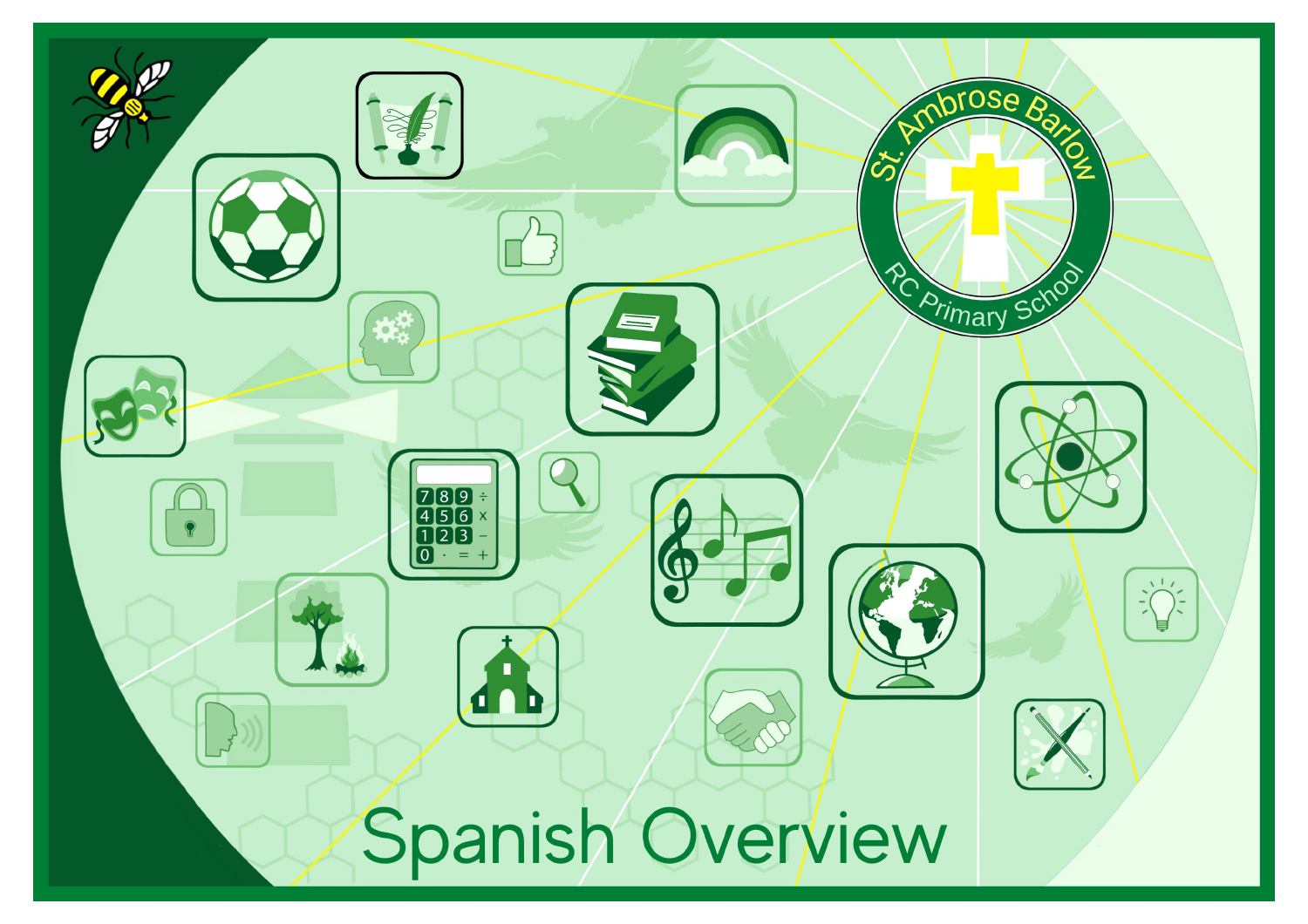St. Ambrose Barlow RC Primary School

# Spanish Overview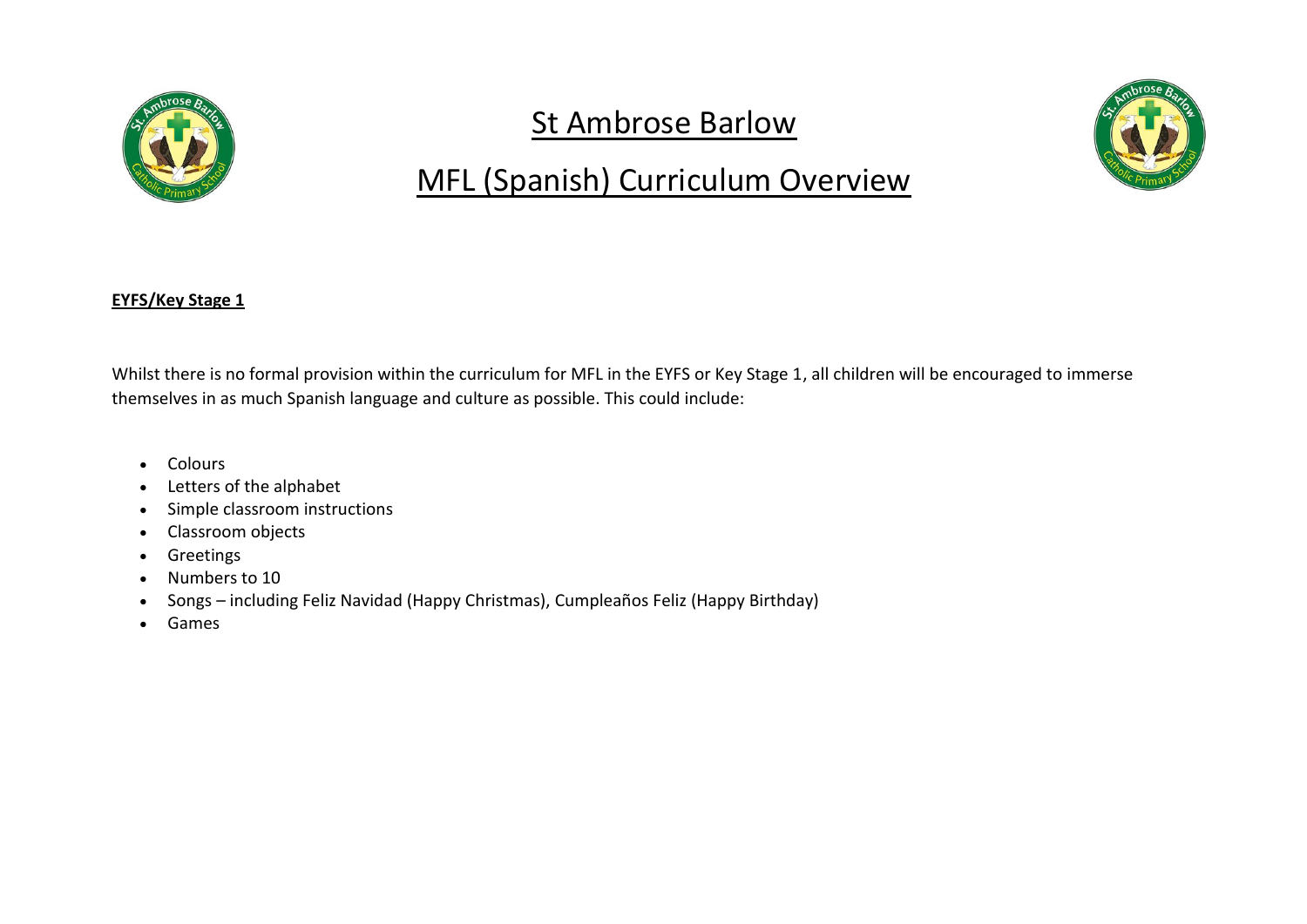# St Ambrose Barlow

# MFL (Spanish) Curriculum Overview

**EYFS/Key Stage 1**

Whilst there is no formal provision within the curriculum for MFL in the EYFS or Key Stage 1, all children will be encouraged to immerse themselves in as much Spanish language and culture as possible. This could include:

- Colours
- Letters of the alphabet
- Simple classroom instructions
- Classroom objects
- Greetings
- Numbers to 10
- Songs – including Feliz Navidad (Happy Christmas), Cumpleaños Feliz (Happy Birthday)
- Games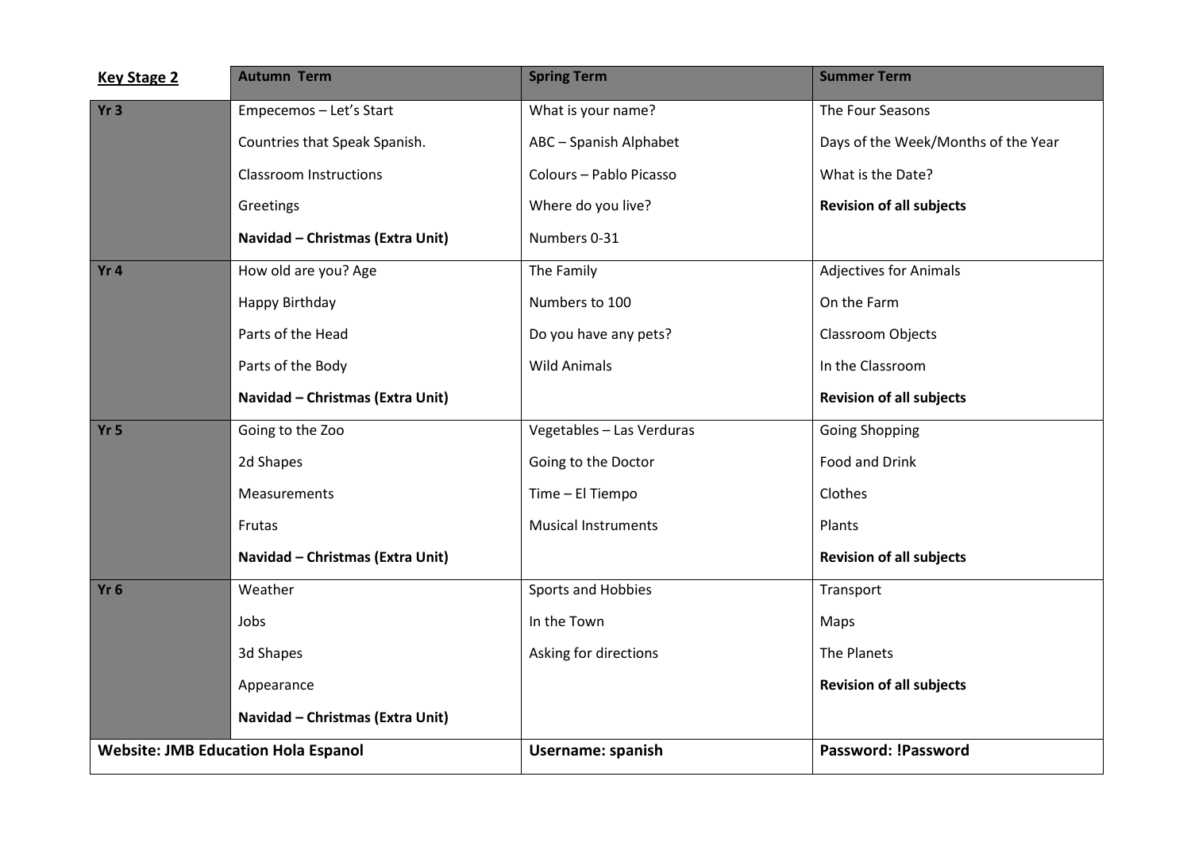| **Key Stage 2** | **Autumn Term** | **Spring Term** | **Summer Term** |
|---|---|---|---|
| **Yr 3** | Empecemos – Let's Start | What is your name? | The Four Seasons |
| | Countries that Speak Spanish. | ABC – Spanish Alphabet | Days of the Week/Months of the Year |
| | Classroom Instructions | Colours – Pablo Picasso | What is the Date? |
| | Greetings | Where do you live? | **Revision of all subjects** |
| | **Navidad – Christmas (Extra Unit)** | Numbers 0-31 | |
| **Yr 4** | How old are you? Age | The Family | Adjectives for Animals |
| | Happy Birthday | Numbers to 100 | On the Farm |
| | Parts of the Head | Do you have any pets? | Classroom Objects |
| | Parts of the Body | Wild Animals | In the Classroom |
| | **Navidad – Christmas (Extra Unit)** | | **Revision of all subjects** |
| **Yr 5** | Going to the Zoo | Vegetables – Las Verduras | Going Shopping |
| | 2d Shapes | Going to the Doctor | Food and Drink |
| | Measurements | Time – El Tiempo | Clothes |
| | Frutas | Musical Instruments | Plants |
| | **Navidad – Christmas (Extra Unit)** | | **Revision of all subjects** |
| **Yr 6** | Weather | Sports and Hobbies | Transport |
| | Jobs | In the Town | Maps |
| | 3d Shapes | Asking for directions | The Planets |
| | Appearance | | **Revision of all subjects** |
| | **Navidad – Christmas (Extra Unit)** | | |
| **Website: JMB Education Hola Espanol** | | **Username: spanish** | **Password: !Password** |